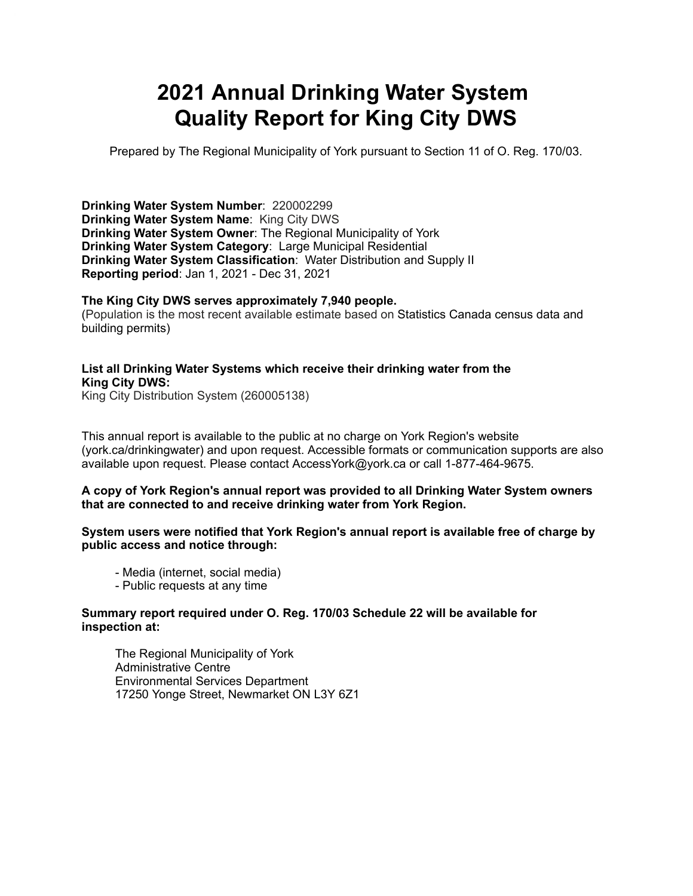# 2021 Annual Drinking Water System Quality Report for King City DWS

Prepared by The Regional Municipality of York pursuant to Section 11 of O. Reg. 170/03.

**Drinking Water System Number**: 220002299
**Drinking Water System Name**: King City DWS
**Drinking Water System Owner**: The Regional Municipality of York
**Drinking Water System Category**: Large Municipal Residential
**Drinking Water System Classification**: Water Distribution and Supply II
**Reporting period**: Jan 1, 2021 - Dec 31, 2021

**The King City DWS serves approximately 7,940 people.**
(Population is the most recent available estimate based on Statistics Canada census data and building permits)

**List all Drinking Water Systems which receive their drinking water from the King City DWS:**
King City Distribution System (260005138)

This annual report is available to the public at no charge on York Region's website (york.ca/drinkingwater) and upon request. Accessible formats or communication supports are also available upon request. Please contact AccessYork@york.ca or call 1-877-464-9675.

**A copy of York Region's annual report was provided to all Drinking Water System owners that are connected to and receive drinking water from York Region.**

**System users were notified that York Region's annual report is available free of charge by public access and notice through:**

- Media (internet, social media)
- Public requests at any time

**Summary report required under O. Reg. 170/03 Schedule 22 will be available for inspection at:**

The Regional Municipality of York
Administrative Centre
Environmental Services Department
17250 Yonge Street, Newmarket ON L3Y 6Z1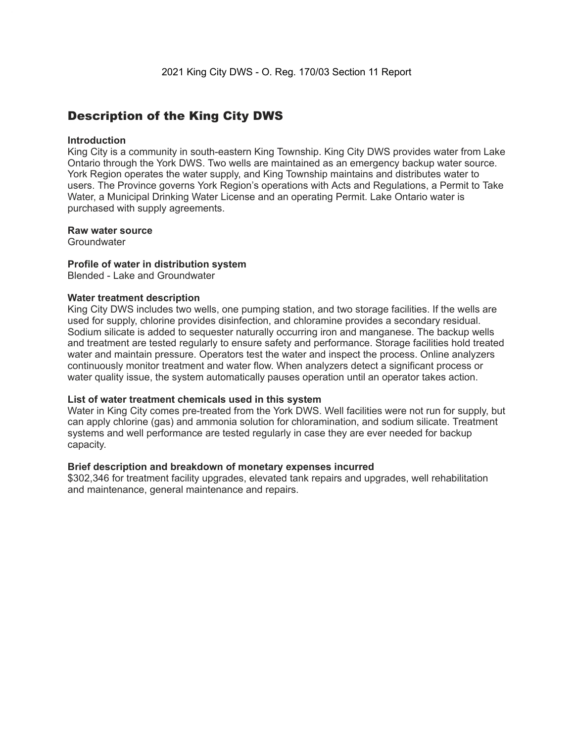## Description of the King City DWS

**Introduction**
King City is a community in south-eastern King Township. King City DWS provides water from Lake Ontario through the York DWS. Two wells are maintained as an emergency backup water source. York Region operates the water supply, and King Township maintains and distributes water to users. The Province governs York Region's operations with Acts and Regulations, a Permit to Take Water, a Municipal Drinking Water License and an operating Permit. Lake Ontario water is purchased with supply agreements.

**Raw water source**
Groundwater

**Profile of water in distribution system**
Blended - Lake and Groundwater

**Water treatment description**
King City DWS includes two wells, one pumping station, and two storage facilities. If the wells are used for supply, chlorine provides disinfection, and chloramine provides a secondary residual. Sodium silicate is added to sequester naturally occurring iron and manganese. The backup wells and treatment are tested regularly to ensure safety and performance. Storage facilities hold treated water and maintain pressure. Operators test the water and inspect the process. Online analyzers continuously monitor treatment and water flow. When analyzers detect a significant process or water quality issue, the system automatically pauses operation until an operator takes action.

**List of water treatment chemicals used in this system**
Water in King City comes pre-treated from the York DWS. Well facilities were not run for supply, but can apply chlorine (gas) and ammonia solution for chloramination, and sodium silicate. Treatment systems and well performance are tested regularly in case they are ever needed for backup capacity.

**Brief description and breakdown of monetary expenses incurred**
$302,346 for treatment facility upgrades, elevated tank repairs and upgrades, well rehabilitation and maintenance, general maintenance and repairs.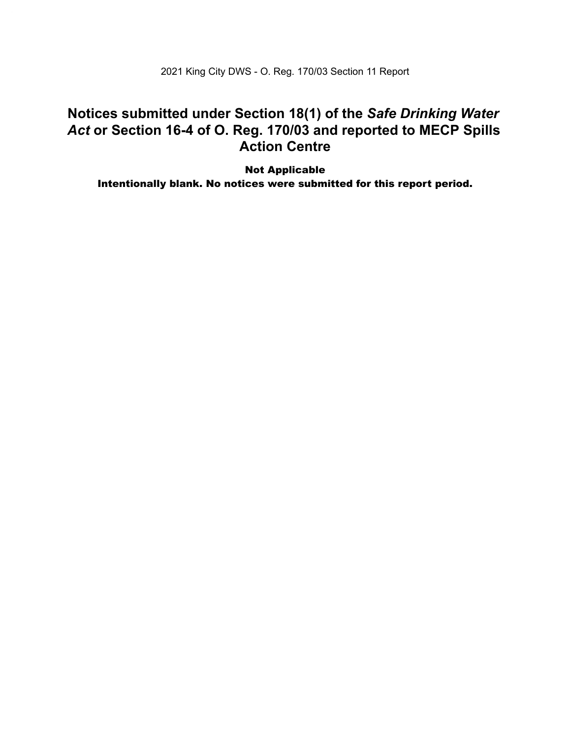# Notices submitted under Section 18(1) of the *Safe Drinking Water Act* or Section 16-4 of O. Reg. 170/03 and reported to MECP Spills Action Centre

**Not Applicable**

**Intentionally blank. No notices were submitted for this report period.**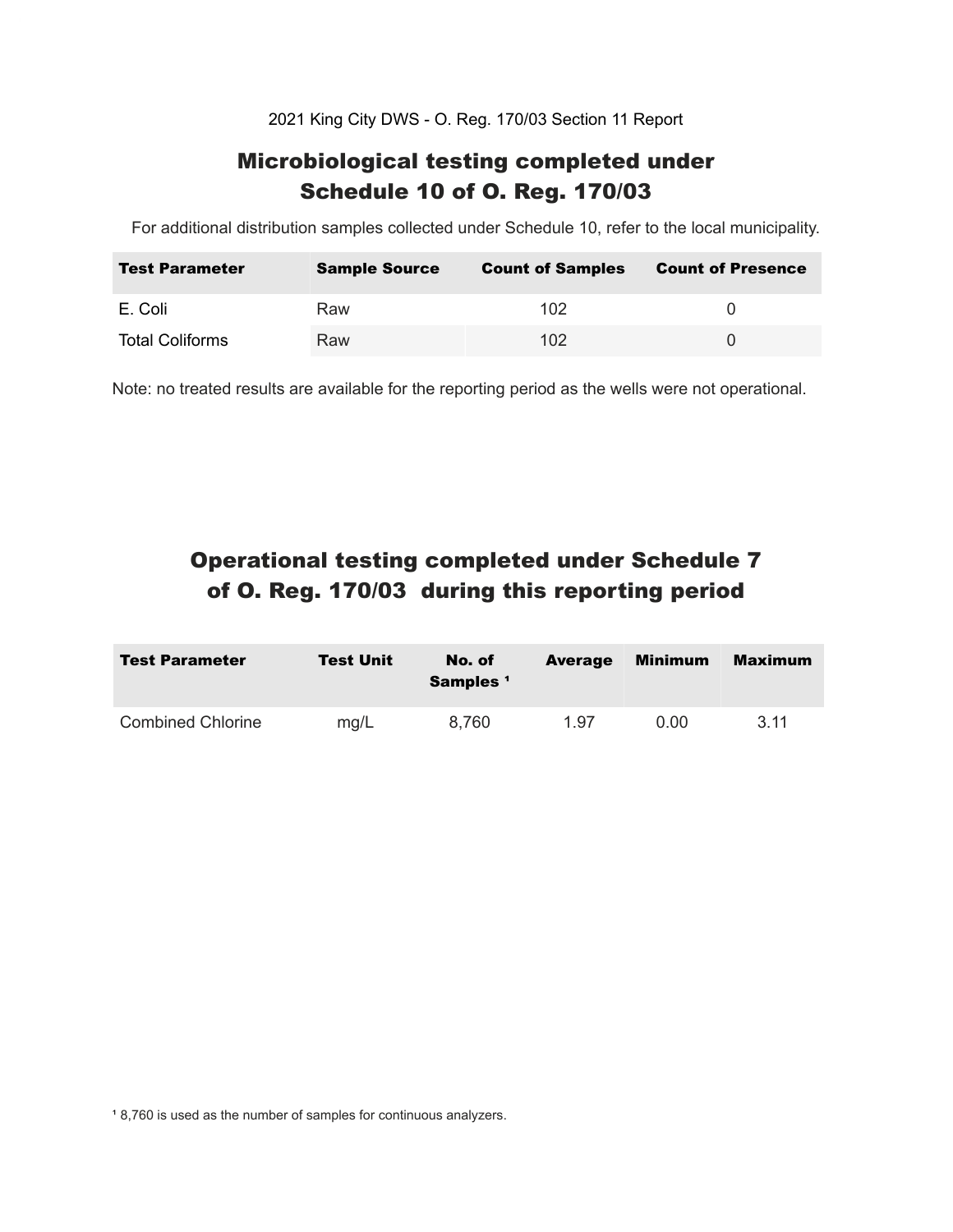2021 King City DWS - O. Reg. 170/03 Section 11 Report

## Microbiological testing completed under Schedule 10 of O. Reg. 170/03

For additional distribution samples collected under Schedule 10, refer to the local municipality.

| Test Parameter | Sample Source | Count of Samples | Count of Presence |
|---|---|---|---|
| E. Coli | Raw | 102 | 0 |
| Total Coliforms | Raw | 102 | 0 |

Note: no treated results are available for the reporting period as the wells were not operational.

## Operational testing completed under Schedule 7 of O. Reg. 170/03 during this reporting period

| Test Parameter | Test Unit | No. of Samples [1] | Average | Minimum | Maximum |
|---|---|---|---|---|---|
| Combined Chlorine | mg/L | 8,760 | 1.97 | 0.00 | 3.11 |

[1] 8,760 is used as the number of samples for continuous analyzers.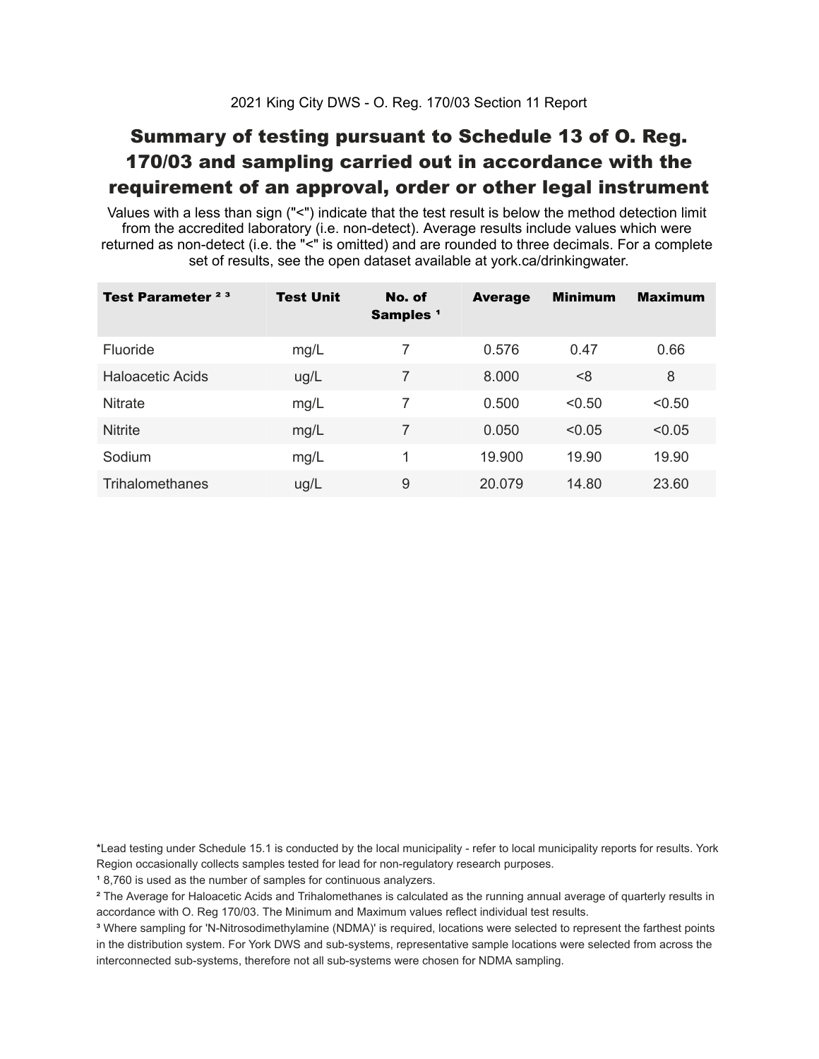2021 King City DWS - O. Reg. 170/03 Section 11 Report

# Summary of testing pursuant to Schedule 13 of O. Reg. 170/03 and sampling carried out in accordance with the requirement of an approval, order or other legal instrument

Values with a less than sign ("<") indicate that the test result is below the method detection limit from the accredited laboratory (i.e. non-detect). Average results include values which were returned as non-detect (i.e. the "<" is omitted) and are rounded to three decimals. For a complete set of results, see the open dataset available at york.ca/drinkingwater.

| Test Parameter [2] [3] | Test Unit | No. of Samples [1] | Average | Minimum | Maximum |
|---|---|---|---|---|---|
| Fluoride | mg/L | 7 | 0.576 | 0.47 | 0.66 |
| Haloacetic Acids | ug/L | 7 | 8.000 | <8 | 8 |
| Nitrate | mg/L | 7 | 0.500 | <0.50 | <0.50 |
| Nitrite | mg/L | 7 | 0.050 | <0.05 | <0.05 |
| Sodium | mg/L | 1 | 19.900 | 19.90 | 19.90 |
| Trihalomethanes | ug/L | 9 | 20.079 | 14.80 | 23.60 |

*Lead testing under Schedule 15.1 is conducted by the local municipality - refer to local municipality reports for results. York Region occasionally collects samples tested for lead for non-regulatory research purposes.

[1] 8,760 is used as the number of samples for continuous analyzers.

[2] The Average for Haloacetic Acids and Trihalomethanes is calculated as the running annual average of quarterly results in accordance with O. Reg 170/03. The Minimum and Maximum values reflect individual test results.

[3] Where sampling for 'N-Nitrosodimethylamine (NDMA)' is required, locations were selected to represent the farthest points in the distribution system. For York DWS and sub-systems, representative sample locations were selected from across the interconnected sub-systems, therefore not all sub-systems were chosen for NDMA sampling.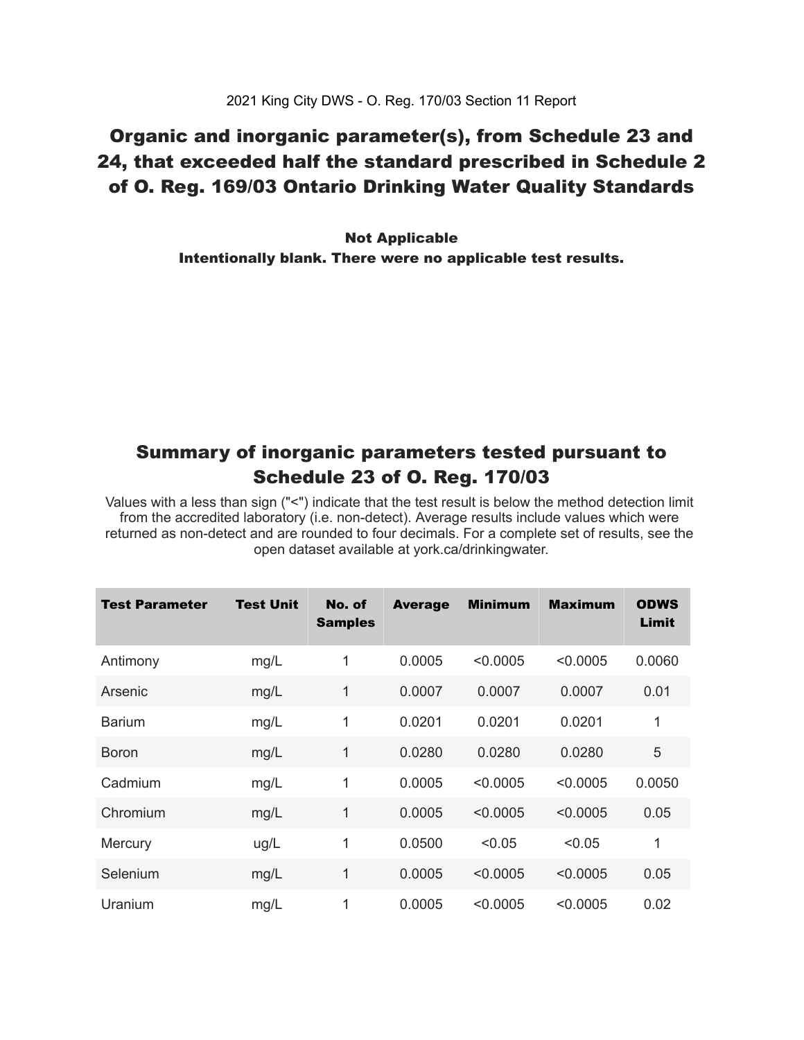2021 King City DWS - O. Reg. 170/03 Section 11 Report

## Organic and inorganic parameter(s), from Schedule 23 and 24, that exceeded half the standard prescribed in Schedule 2 of O. Reg. 169/03 Ontario Drinking Water Quality Standards

**Not Applicable**
**Intentionally blank. There were no applicable test results.**

## Summary of inorganic parameters tested pursuant to Schedule 23 of O. Reg. 170/03

Values with a less than sign ("<") indicate that the test result is below the method detection limit from the accredited laboratory (i.e. non-detect). Average results include values which were returned as non-detect and are rounded to four decimals. For a complete set of results, see the open dataset available at york.ca/drinkingwater.

| Test Parameter | Test Unit | No. of Samples | Average | Minimum | Maximum | ODWS Limit |
|---|---|---|---|---|---|---|
| Antimony | mg/L | 1 | 0.0005 | <0.0005 | <0.0005 | 0.0060 |
| Arsenic | mg/L | 1 | 0.0007 | 0.0007 | 0.0007 | 0.01 |
| Barium | mg/L | 1 | 0.0201 | 0.0201 | 0.0201 | 1 |
| Boron | mg/L | 1 | 0.0280 | 0.0280 | 0.0280 | 5 |
| Cadmium | mg/L | 1 | 0.0005 | <0.0005 | <0.0005 | 0.0050 |
| Chromium | mg/L | 1 | 0.0005 | <0.0005 | <0.0005 | 0.05 |
| Mercury | ug/L | 1 | 0.0500 | <0.05 | <0.05 | 1 |
| Selenium | mg/L | 1 | 0.0005 | <0.0005 | <0.0005 | 0.05 |
| Uranium | mg/L | 1 | 0.0005 | <0.0005 | <0.0005 | 0.02 |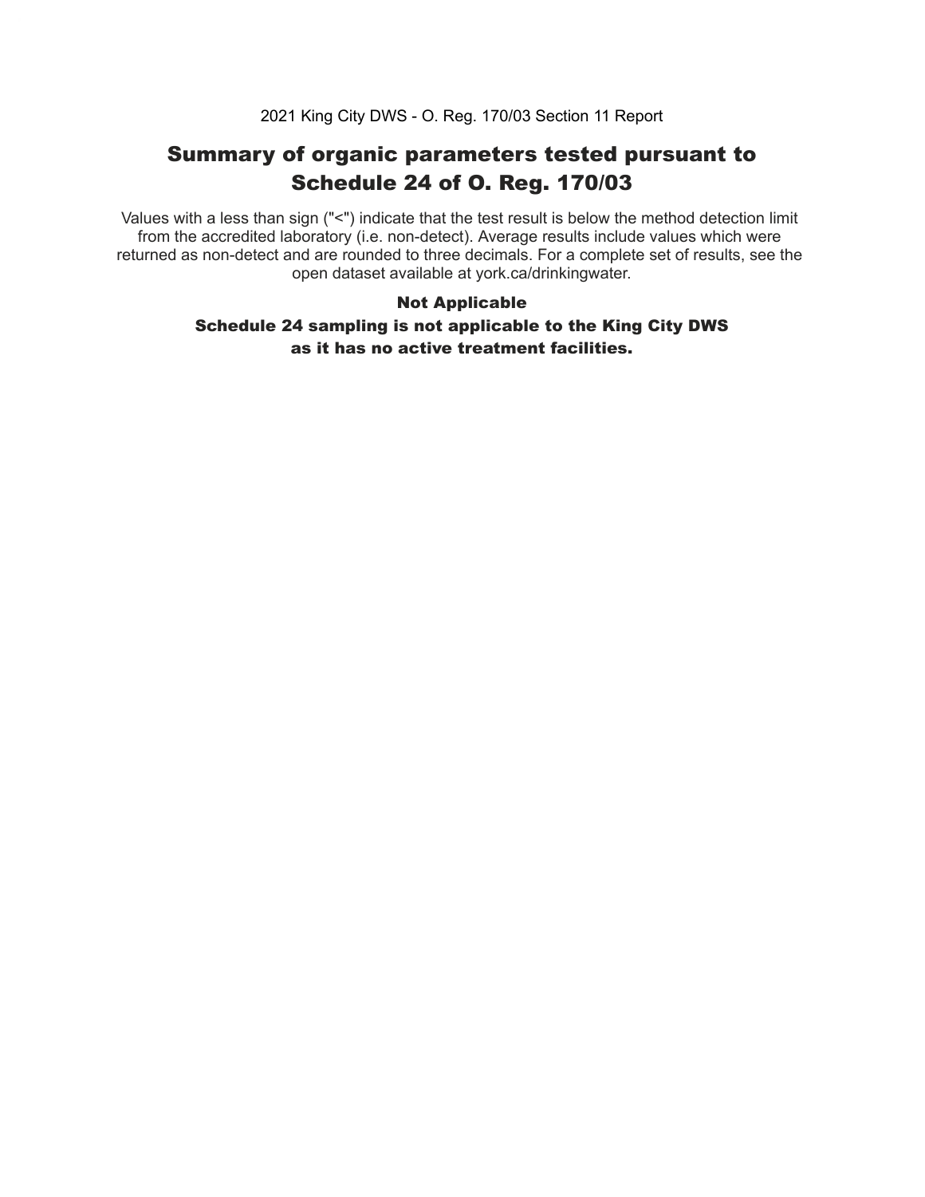2021 King City DWS - O. Reg. 170/03 Section 11 Report

# Summary of organic parameters tested pursuant to Schedule 24 of O. Reg. 170/03

Values with a less than sign ("<") indicate that the test result is below the method detection limit from the accredited laboratory (i.e. non-detect). Average results include values which were returned as non-detect and are rounded to three decimals. For a complete set of results, see the open dataset available at york.ca/drinkingwater.

**Not Applicable**

**Schedule 24 sampling is not applicable to the King City DWS as it has no active treatment facilities.**